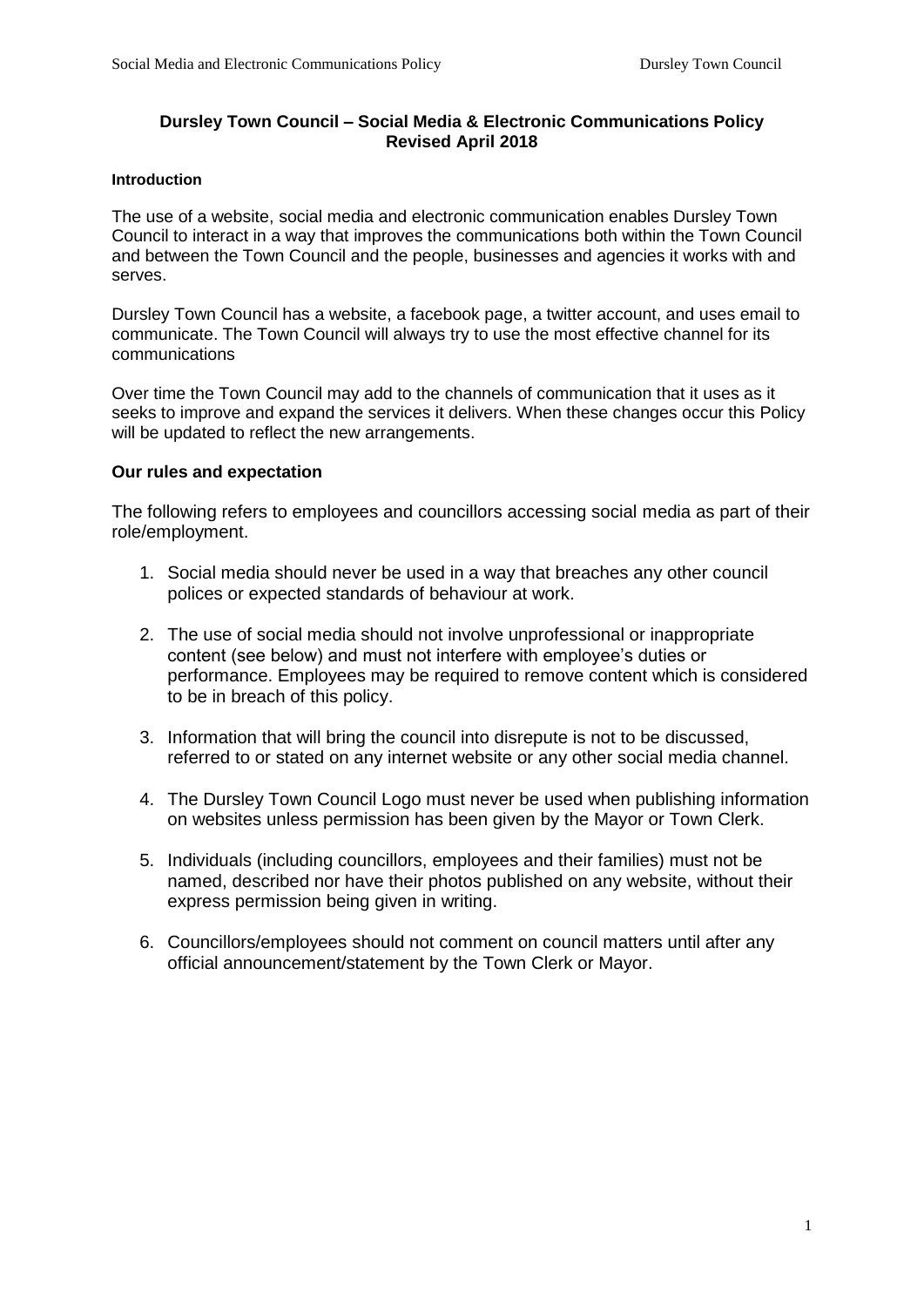# Dursley Town Council – Social Media & Electronic Communications Policy
## Revised April 2018

### Introduction

The use of a website, social media and electronic communication enables Dursley Town Council to interact in a way that improves the communications both within the Town Council and between the Town Council and the people, businesses and agencies it works with and serves.

Dursley Town Council has a website, a facebook page, a twitter account, and uses email to communicate. The Town Council will always try to use the most effective channel for its communications

Over time the Town Council may add to the channels of communication that it uses as it seeks to improve and expand the services it delivers. When these changes occur this Policy will be updated to reflect the new arrangements.

### Our rules and expectation

The following refers to employees and councillors accessing social media as part of their role/employment.

1. Social media should never be used in a way that breaches any other council polices or expected standards of behaviour at work.
2. The use of social media should not involve unprofessional or inappropriate content (see below) and must not interfere with employee's duties or performance. Employees may be required to remove content which is considered to be in breach of this policy.
3. Information that will bring the council into disrepute is not to be discussed, referred to or stated on any internet website or any other social media channel.
4. The Dursley Town Council Logo must never be used when publishing information on websites unless permission has been given by the Mayor or Town Clerk.
5. Individuals (including councillors, employees and their families) must not be named, described nor have their photos published on any website, without their express permission being given in writing.
6. Councillors/employees should not comment on council matters until after any official announcement/statement by the Town Clerk or Mayor.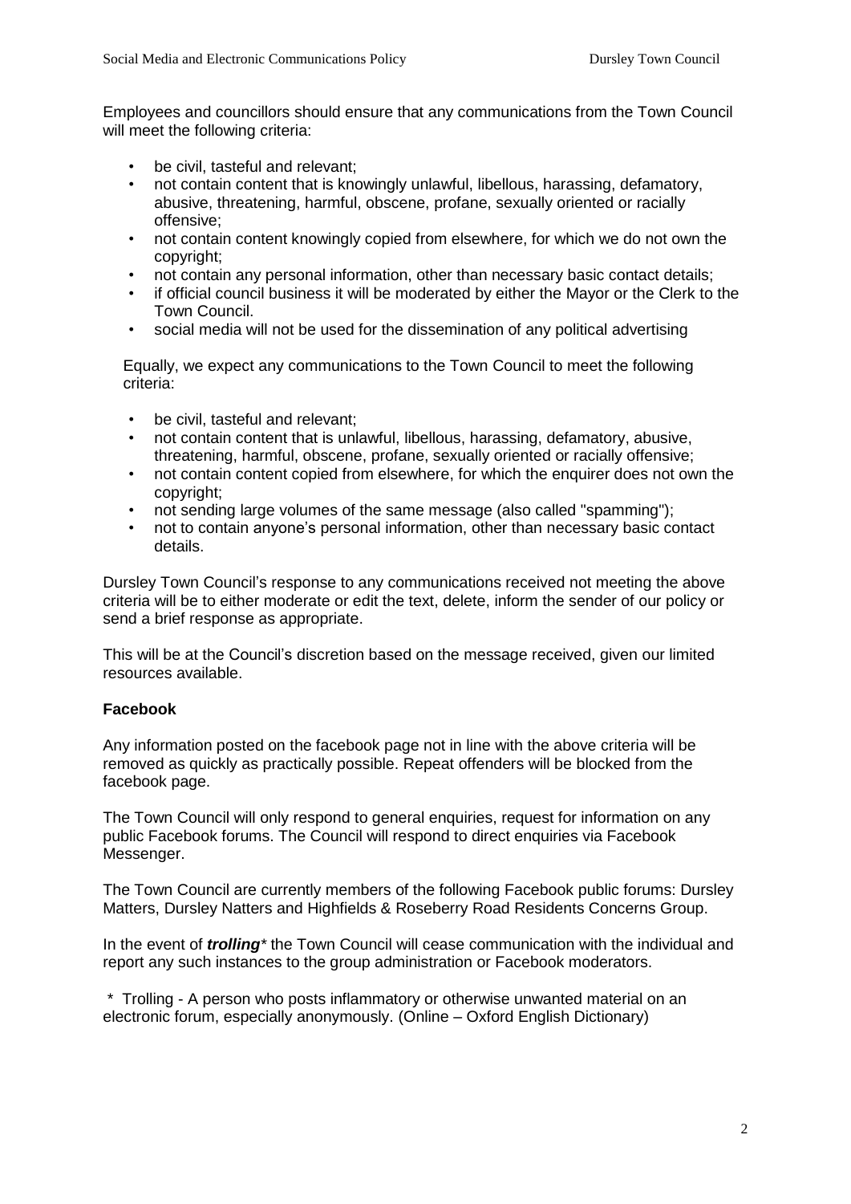Employees and councillors should ensure that any communications from the Town Council will meet the following criteria:

- be civil, tasteful and relevant;
- not contain content that is knowingly unlawful, libellous, harassing, defamatory, abusive, threatening, harmful, obscene, profane, sexually oriented or racially offensive;
- not contain content knowingly copied from elsewhere, for which we do not own the copyright;
- not contain any personal information, other than necessary basic contact details;
- if official council business it will be moderated by either the Mayor or the Clerk to the Town Council.
- social media will not be used for the dissemination of any political advertising

Equally, we expect any communications to the Town Council to meet the following criteria:

- be civil, tasteful and relevant;
- not contain content that is unlawful, libellous, harassing, defamatory, abusive, threatening, harmful, obscene, profane, sexually oriented or racially offensive;
- not contain content copied from elsewhere, for which the enquirer does not own the copyright;
- not sending large volumes of the same message (also called "spamming");
- not to contain anyone's personal information, other than necessary basic contact details.

Dursley Town Council's response to any communications received not meeting the above criteria will be to either moderate or edit the text, delete, inform the sender of our policy or send a brief response as appropriate.

This will be at the Council's discretion based on the message received, given our limited resources available.

**Facebook**

Any information posted on the facebook page not in line with the above criteria will be removed as quickly as practically possible. Repeat offenders will be blocked from the facebook page.

The Town Council will only respond to general enquiries, request for information on any public Facebook forums. The Council will respond to direct enquiries via Facebook Messenger.

The Town Council are currently members of the following Facebook public forums: Dursley Matters, Dursley Natters and Highfields & Roseberry Road Residents Concerns Group.

In the event of ***trolling**** the Town Council will cease communication with the individual and report any such instances to the group administration or Facebook moderators.

\* Trolling - A person who posts inflammatory or otherwise unwanted material on an electronic forum, especially anonymously. (Online – Oxford English Dictionary)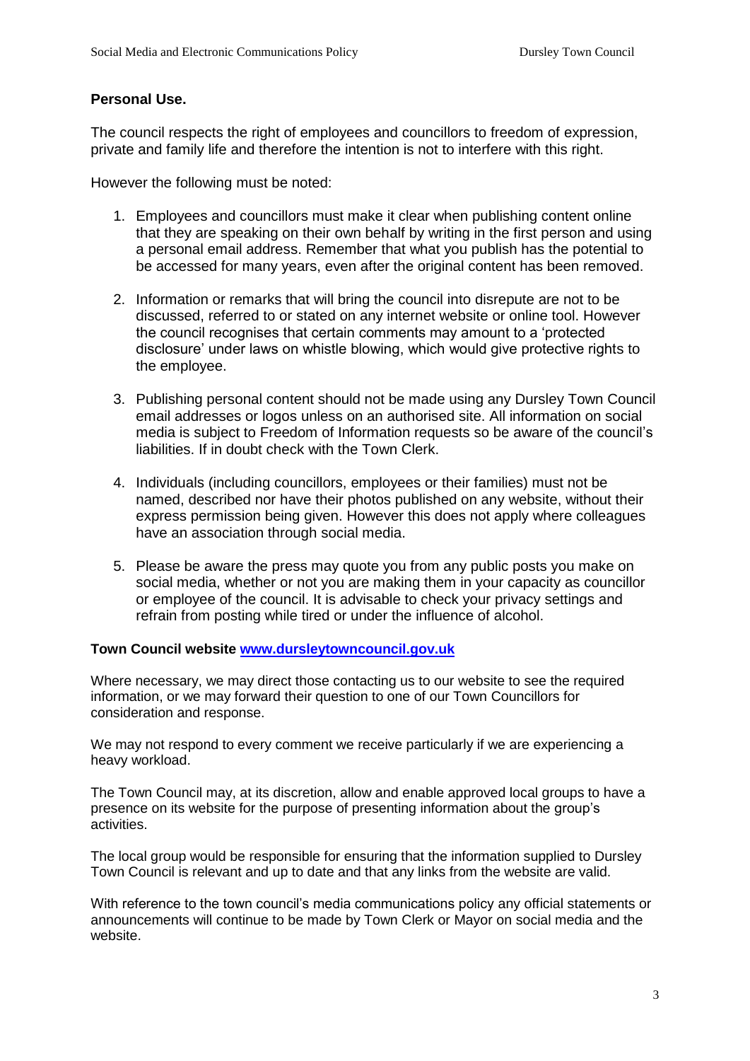**Personal Use.**

The council respects the right of employees and councillors to freedom of expression, private and family life and therefore the intention is not to interfere with this right.

However the following must be noted:

1. Employees and councillors must make it clear when publishing content online that they are speaking on their own behalf by writing in the first person and using a personal email address. Remember that what you publish has the potential to be accessed for many years, even after the original content has been removed.

2. Information or remarks that will bring the council into disrepute are not to be discussed, referred to or stated on any internet website or online tool. However the council recognises that certain comments may amount to a 'protected disclosure' under laws on whistle blowing, which would give protective rights to the employee.

3. Publishing personal content should not be made using any Dursley Town Council email addresses or logos unless on an authorised site. All information on social media is subject to Freedom of Information requests so be aware of the council's liabilities. If in doubt check with the Town Clerk.

4. Individuals (including councillors, employees or their families) must not be named, described nor have their photos published on any website, without their express permission being given. However this does not apply where colleagues have an association through social media.

5. Please be aware the press may quote you from any public posts you make on social media, whether or not you are making them in your capacity as councillor or employee of the council. It is advisable to check your privacy settings and refrain from posting while tired or under the influence of alcohol.

**Town Council website [www.dursleytowncouncil.gov.uk](http://www.dursleytowncouncil.gov.uk)**

Where necessary, we may direct those contacting us to our website to see the required information, or we may forward their question to one of our Town Councillors for consideration and response.

We may not respond to every comment we receive particularly if we are experiencing a heavy workload.

The Town Council may, at its discretion, allow and enable approved local groups to have a presence on its website for the purpose of presenting information about the group's activities.

The local group would be responsible for ensuring that the information supplied to Dursley Town Council is relevant and up to date and that any links from the website are valid.

With reference to the town council's media communications policy any official statements or announcements will continue to be made by Town Clerk or Mayor on social media and the website.